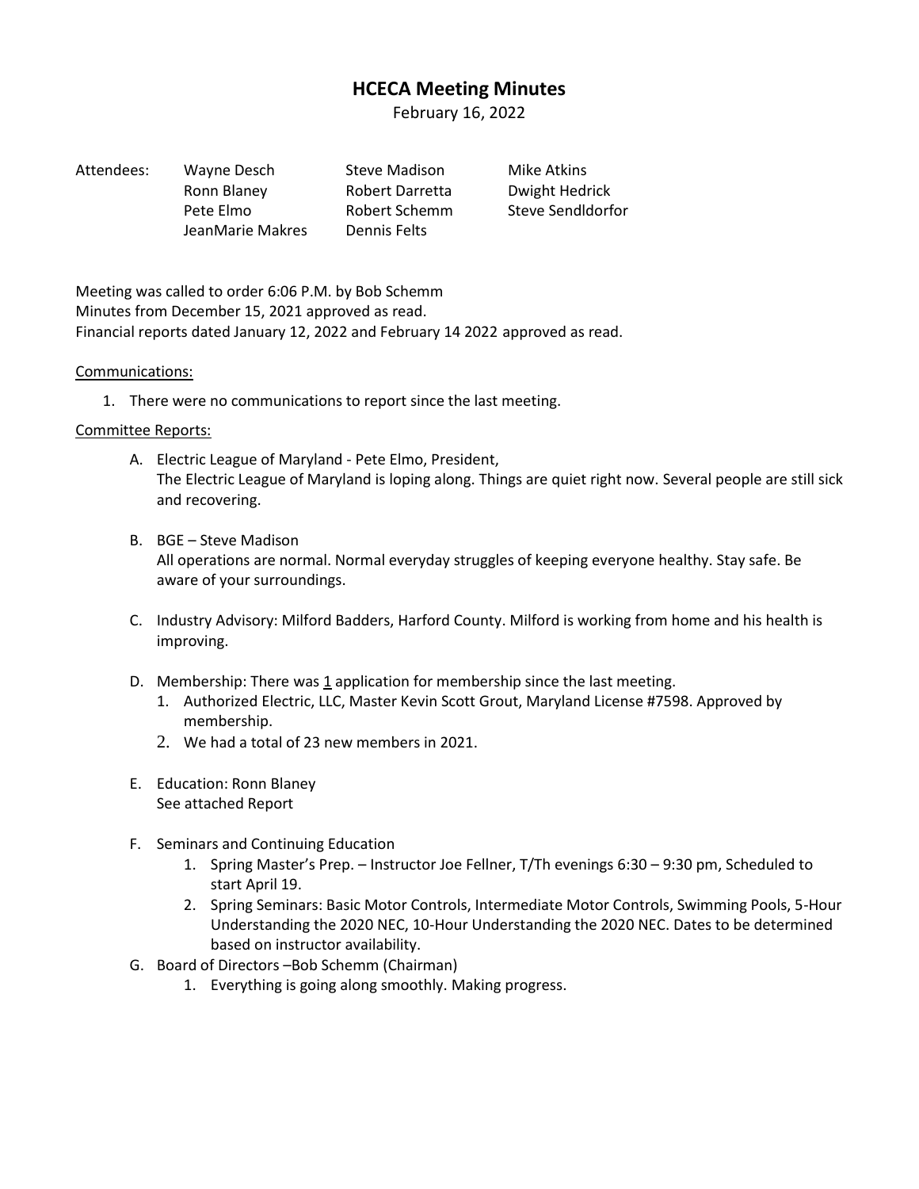# HCECA Meeting Minutes

February 16, 2022

| Attendees: | Wayne Desch | Steve Madison | Mike Atkins |
|---|---|---|---|
| | Ronn Blaney | Robert Darretta | Dwight Hedrick |
| | Pete Elmo | Robert Schemm | Steve Sendldorfor |
| | JeanMarie Makres | Dennis Felts | |

Meeting was called to order 6:06 P.M. by Bob Schemm
Minutes from December 15, 2021 approved as read.
Financial reports dated January 12, 2022 and February 14 2022 approved as read.

Communications:

1. There were no communications to report since the last meeting.

Committee Reports:

A. Electric League of Maryland - Pete Elmo, President,
   The Electric League of Maryland is loping along. Things are quiet right now. Several people are still sick and recovering.

B. BGE – Steve Madison
   All operations are normal. Normal everyday struggles of keeping everyone healthy. Stay safe. Be aware of your surroundings.

C. Industry Advisory: Milford Badders, Harford County. Milford is working from home and his health is improving.

D. Membership: There was 1 application for membership since the last meeting.
   1. Authorized Electric, LLC, Master Kevin Scott Grout, Maryland License #7598. Approved by membership.
   2. We had a total of 23 new members in 2021.

E. Education: Ronn Blaney
   See attached Report

F. Seminars and Continuing Education
   1. Spring Master's Prep. – Instructor Joe Fellner, T/Th evenings 6:30 – 9:30 pm, Scheduled to start April 19.
   2. Spring Seminars: Basic Motor Controls, Intermediate Motor Controls, Swimming Pools, 5-Hour Understanding the 2020 NEC, 10-Hour Understanding the 2020 NEC. Dates to be determined based on instructor availability.

G. Board of Directors –Bob Schemm (Chairman)
   1. Everything is going along smoothly. Making progress.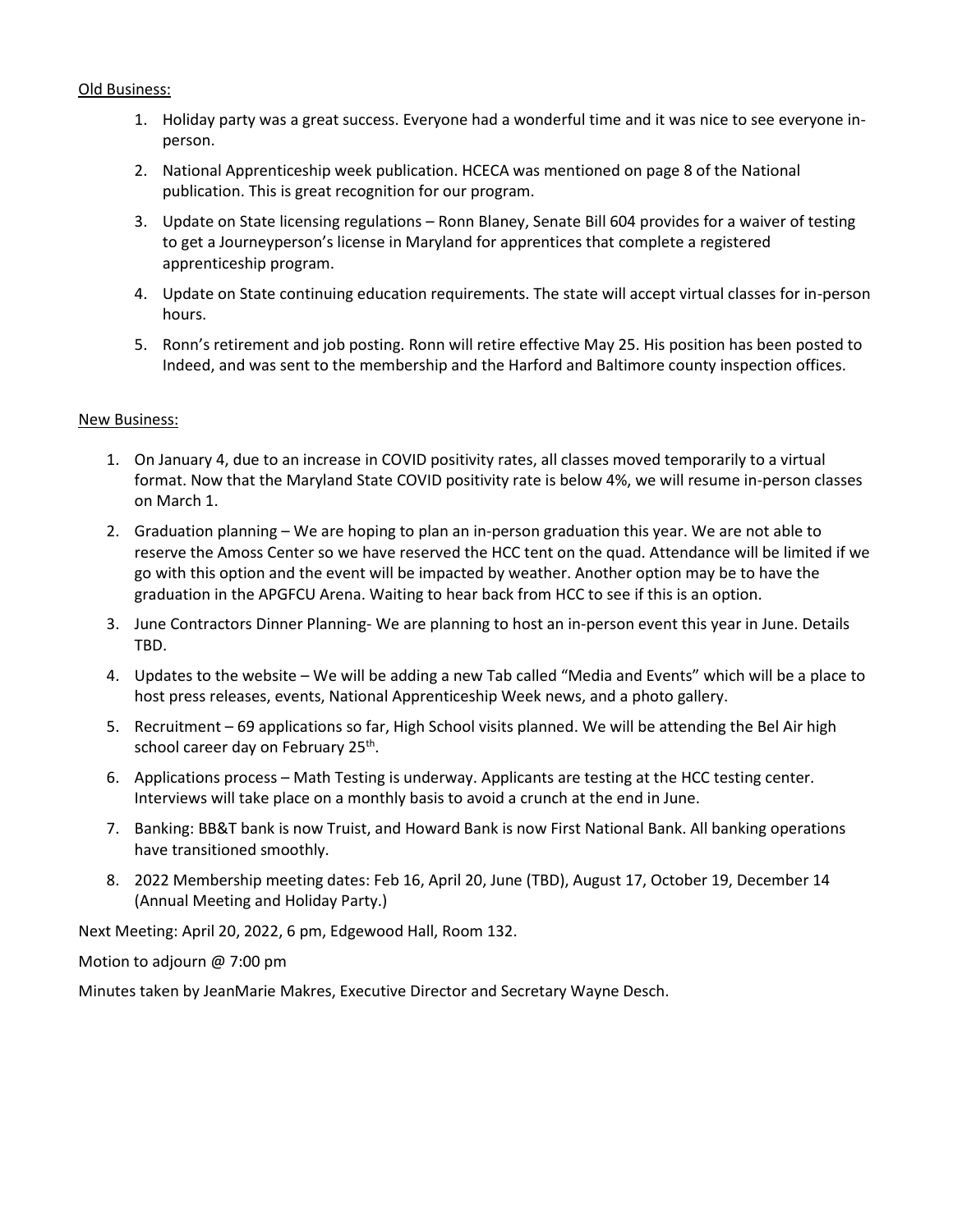Old Business:

1. Holiday party was a great success. Everyone had a wonderful time and it was nice to see everyone in-person.
2. National Apprenticeship week publication. HCECA was mentioned on page 8 of the National publication. This is great recognition for our program.
3. Update on State licensing regulations – Ronn Blaney, Senate Bill 604 provides for a waiver of testing to get a Journeyperson's license in Maryland for apprentices that complete a registered apprenticeship program.
4. Update on State continuing education requirements. The state will accept virtual classes for in-person hours.
5. Ronn's retirement and job posting. Ronn will retire effective May 25. His position has been posted to Indeed, and was sent to the membership and the Harford and Baltimore county inspection offices.

New Business:

1. On January 4, due to an increase in COVID positivity rates, all classes moved temporarily to a virtual format. Now that the Maryland State COVID positivity rate is below 4%, we will resume in-person classes on March 1.
2. Graduation planning – We are hoping to plan an in-person graduation this year. We are not able to reserve the Amoss Center so we have reserved the HCC tent on the quad. Attendance will be limited if we go with this option and the event will be impacted by weather. Another option may be to have the graduation in the APGFCU Arena. Waiting to hear back from HCC to see if this is an option.
3. June Contractors Dinner Planning- We are planning to host an in-person event this year in June. Details TBD.
4. Updates to the website – We will be adding a new Tab called "Media and Events" which will be a place to host press releases, events, National Apprenticeship Week news, and a photo gallery.
5. Recruitment – 69 applications so far, High School visits planned. We will be attending the Bel Air high school career day on February 25th.
6. Applications process – Math Testing is underway. Applicants are testing at the HCC testing center. Interviews will take place on a monthly basis to avoid a crunch at the end in June.
7. Banking: BB&T bank is now Truist, and Howard Bank is now First National Bank. All banking operations have transitioned smoothly.
8. 2022 Membership meeting dates: Feb 16, April 20, June (TBD), August 17, October 19, December 14 (Annual Meeting and Holiday Party.)

Next Meeting: April 20, 2022, 6 pm, Edgewood Hall, Room 132.

Motion to adjourn @ 7:00 pm

Minutes taken by JeanMarie Makres, Executive Director and Secretary Wayne Desch.